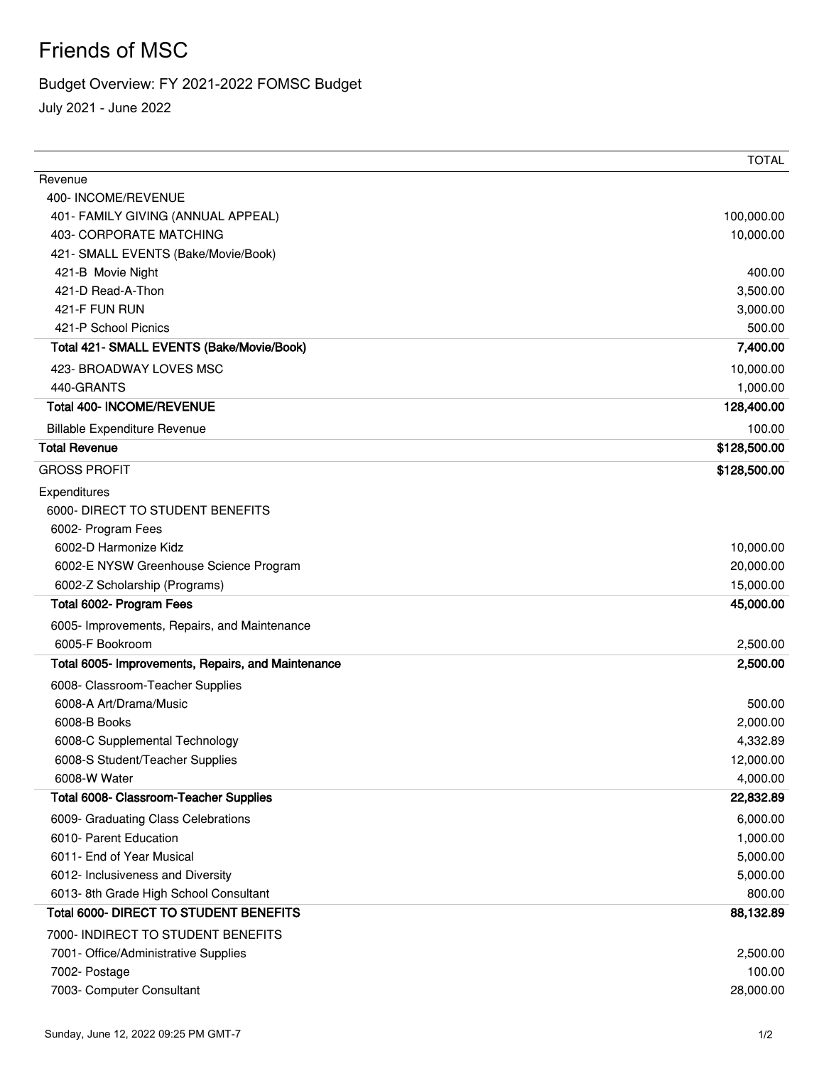# Friends of MSC

Budget Overview: FY 2021-2022 FOMSC Budget

July 2021 - June 2022

| | TOTAL |
|---|---|
| Revenue | |
| 400- INCOME/REVENUE | |
| 401- FAMILY GIVING (ANNUAL APPEAL) | 100,000.00 |
| 403- CORPORATE MATCHING | 10,000.00 |
| 421- SMALL EVENTS (Bake/Movie/Book) | |
| 421-B Movie Night | 400.00 |
| 421-D Read-A-Thon | 3,500.00 |
| 421-F FUN RUN | 3,000.00 |
| 421-P School Picnics | 500.00 |
| **Total 421- SMALL EVENTS (Bake/Movie/Book)** | **7,400.00** |
| 423- BROADWAY LOVES MSC | 10,000.00 |
| 440-GRANTS | 1,000.00 |
| **Total 400- INCOME/REVENUE** | **128,400.00** |
| Billable Expenditure Revenue | 100.00 |
| **Total Revenue** | **$128,500.00** |
| GROSS PROFIT | **$128,500.00** |
| Expenditures | |
| 6000- DIRECT TO STUDENT BENEFITS | |
| 6002- Program Fees | |
| 6002-D Harmonize Kidz | 10,000.00 |
| 6002-E NYSW Greenhouse Science Program | 20,000.00 |
| 6002-Z Scholarship (Programs) | 15,000.00 |
| **Total 6002- Program Fees** | **45,000.00** |
| 6005- Improvements, Repairs, and Maintenance | |
| 6005-F Bookroom | 2,500.00 |
| **Total 6005- Improvements, Repairs, and Maintenance** | **2,500.00** |
| 6008- Classroom-Teacher Supplies | |
| 6008-A Art/Drama/Music | 500.00 |
| 6008-B Books | 2,000.00 |
| 6008-C Supplemental Technology | 4,332.89 |
| 6008-S Student/Teacher Supplies | 12,000.00 |
| 6008-W Water | 4,000.00 |
| **Total 6008- Classroom-Teacher Supplies** | **22,832.89** |
| 6009- Graduating Class Celebrations | 6,000.00 |
| 6010- Parent Education | 1,000.00 |
| 6011- End of Year Musical | 5,000.00 |
| 6012- Inclusiveness and Diversity | 5,000.00 |
| 6013- 8th Grade High School Consultant | 800.00 |
| **Total 6000- DIRECT TO STUDENT BENEFITS** | **88,132.89** |
| 7000- INDIRECT TO STUDENT BENEFITS | |
| 7001- Office/Administrative Supplies | 2,500.00 |
| 7002- Postage | 100.00 |
| 7003- Computer Consultant | 28,000.00 |

Sunday, June 12, 2022 09:25 PM GMT-7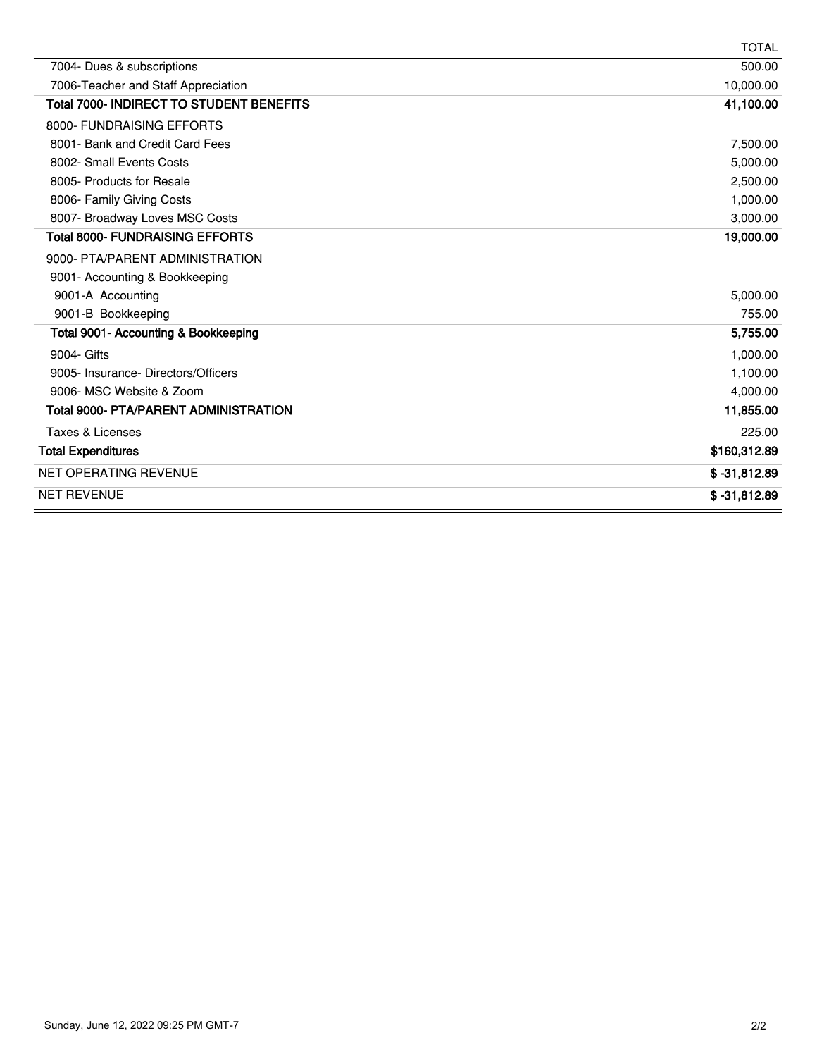| | TOTAL |
|---|---|
| 7004- Dues & subscriptions | 500.00 |
| 7006-Teacher and Staff Appreciation | 10,000.00 |
| **Total 7000- INDIRECT TO STUDENT BENEFITS** | **41,100.00** |
| 8000- FUNDRAISING EFFORTS | |
| 8001- Bank and Credit Card Fees | 7,500.00 |
| 8002- Small Events Costs | 5,000.00 |
| 8005- Products for Resale | 2,500.00 |
| 8006- Family Giving Costs | 1,000.00 |
| 8007- Broadway Loves MSC Costs | 3,000.00 |
| **Total 8000- FUNDRAISING EFFORTS** | **19,000.00** |
| 9000- PTA/PARENT ADMINISTRATION | |
| 9001- Accounting & Bookkeeping | |
| 9001-A Accounting | 5,000.00 |
| 9001-B Bookkeeping | 755.00 |
| **Total 9001- Accounting & Bookkeeping** | **5,755.00** |
| 9004- Gifts | 1,000.00 |
| 9005- Insurance- Directors/Officers | 1,100.00 |
| 9006- MSC Website & Zoom | 4,000.00 |
| **Total 9000- PTA/PARENT ADMINISTRATION** | **11,855.00** |
| Taxes & Licenses | 225.00 |
| **Total Expenditures** | **$160,312.89** |
| NET OPERATING REVENUE | **$ -31,812.89** |
| NET REVENUE | **$ -31,812.89** |

Sunday, June 12, 2022 09:25 PM GMT-7